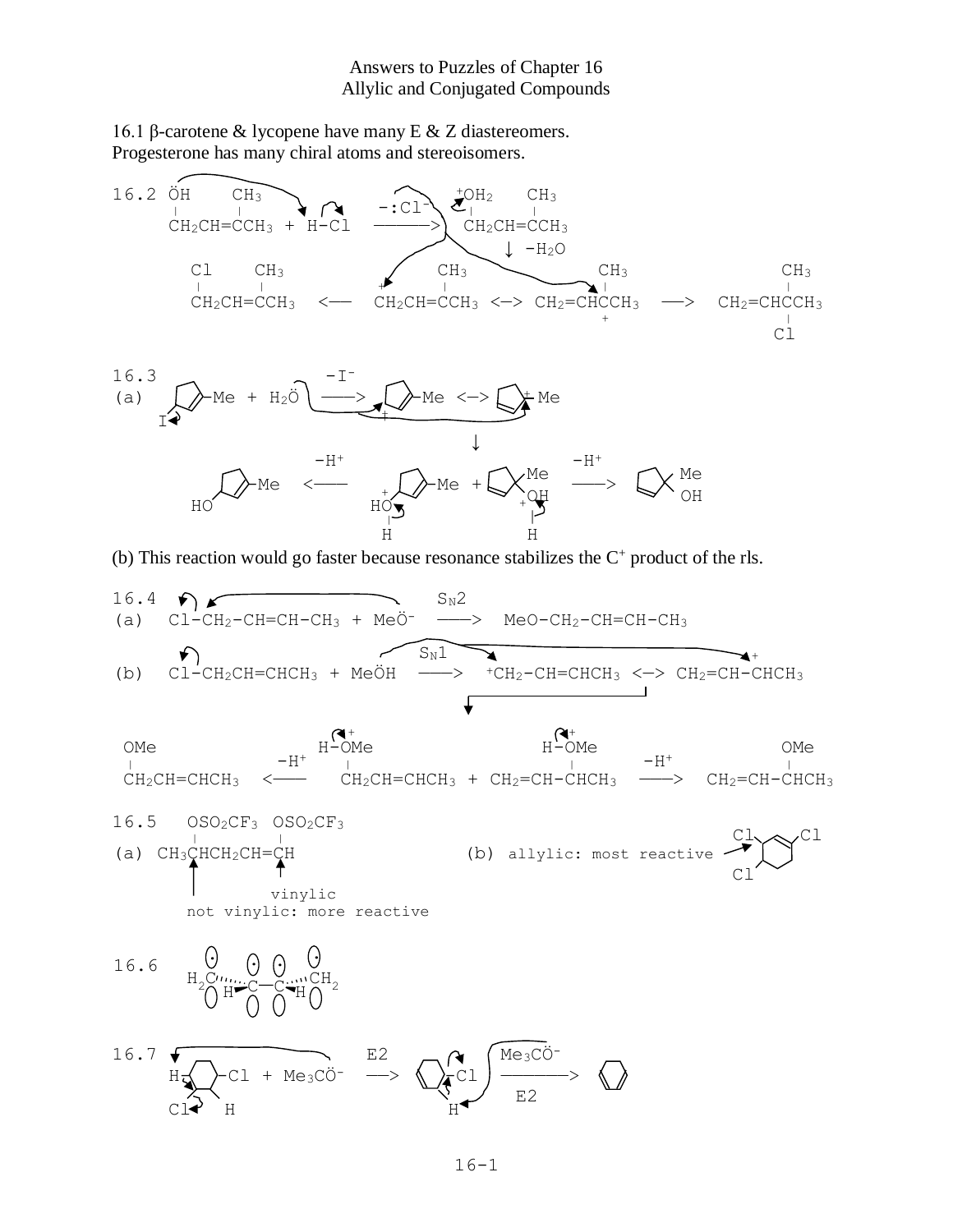# Answers to Puzzles of Chapter 16
## Allylic and Conjugated Compounds

16.1 β-carotene & lycopene have many E & Z diastereomers.
Progesterone has many chiral atoms and stereoisomers.

16.2

```
      ÖH    CH3                          +OH2   CH3
      |     |              -:Cl-          |     |
      CH2CH=CCH3 + H-Cl  -------->      CH2CH=CCH3
                                              ↓ -H2O
     Cl    CH3               CH3                  CH3                CH3
     |     |               + |                    |                  |
     CH2CH=CCH3  <--   CH2CH=CCH3  <->  CH2=CHCCH3   -->   CH2=CHCCH3
                                                  +                  |
                                                                     Cl
```

16.3

(a)

```
  I-(cyclopentenyl)-Me + H2Ö  --(-I-)-->  (allylic cation)-Me  <->  (allylic cation)+Me
                                                     ↓
              -H+                                             -H+
  HO-(cyclopentenyl)-Me  <--  HO+(H)-(cyclopentenyl)-Me  +  (cyclopentene)(Me)(O+H2)  -->  (cyclopentene)(Me)(OH)
```

(b) This reaction would go faster because resonance stabilizes the $C^+$ product of the rls.

16.4

```
                                          SN2
(a)  Cl-CH2-CH=CH-CH3 + MeÖ-   -------->  MeO-CH2-CH=CH-CH3

                                  SN1
(b)  Cl-CH2CH=CHCH3 + MeÖH  -------->  +CH2-CH=CHCH3  <->  CH2=CH-CHCH3 (+)

                        +                                  +
 OMe                  H-OMe                              H-OMe                    OMe
 |             -H+       |                                  |           -H+         |
 CH2CH=CHCH3   <--    CH2CH=CHCH3   +   CH2=CH-CHCH3      -->  CH2=CH-CHCH3
```

16.5

```
       OSO2CF3  OSO2CF3
       |        |
(a) CH3CHCH2CH=CH                      (b) allylic: most reactive
       ↑          ↑
               vinylic
   not vinylic: more reactive
```

(b) Structure: 3,4,6-trichlorocyclohexene... arrow points to allylic Cl (most reactive).

16.6

```
   H2C····C—C····CH2
        H      H
```
(p orbitals on each carbon, each with one electron)

16.7

```
                                   E2                          Me3CÖ-
  H-(cyclohexane)-Cl + Me3CÖ-    -->   (cyclohexene)-Cl    ---------->   (cyclohexadiene)
  Cl          H                         H                        E2
```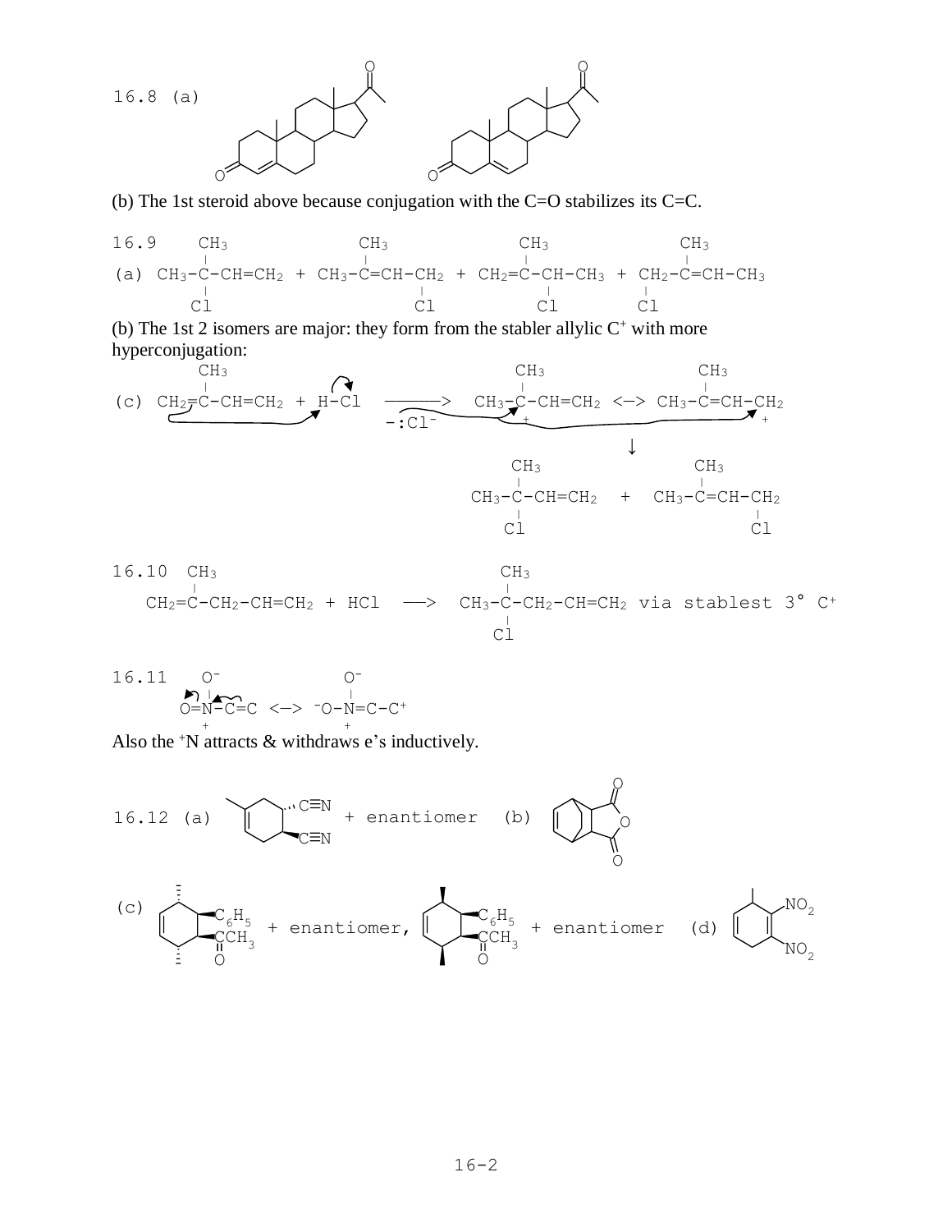16.8 (a)

(b) The 1st steroid above because conjugation with the C=O stabilizes its C=C.

16.9

```
        CH3              CH3              CH3              CH3
        |                |                |                |
(a) CH3-C-CH=CH2 + CH3-C=CH-CH2 + CH2=C-CH-CH3 + CH2-C=CH-CH3
        |                     |             |        |
        Cl                    Cl            Cl       Cl
```

(b) The 1st 2 isomers are major: they form from the stabler allylic $C^+$ with more hyperconjugation:

```
        CH3                                  CH3                 CH3
        |                                    |                   |
(c) CH2=C-CH=CH2 + H-Cl  ------>  CH3-C-CH=CH2 <-> CH3-C=CH-CH2
                          -:Cl-              +                        +
                                                       ↓
                                     CH3                 CH3
                                     |                   |
                                 CH3-C-CH=CH2   +    CH3-C=CH-CH2
                                     |                        |
                                     Cl                       Cl
```

16.10

```
       CH3                                  CH3
       |                                    |
   CH2=C-CH2-CH=CH2 + HCl  --->  CH3-C-CH2-CH=CH2 via stablest 3° C+
                                            |
                                            Cl
```

16.11

```
     O-              O-
     |               |
   O=N-C=C  <->  -O-N=C-C+
     +               +
```

Also the $^+$N attracts & withdraws e's inductively.

16.12 (a) + enantiomer (b)

(c) + enantiomer, + enantiomer (d)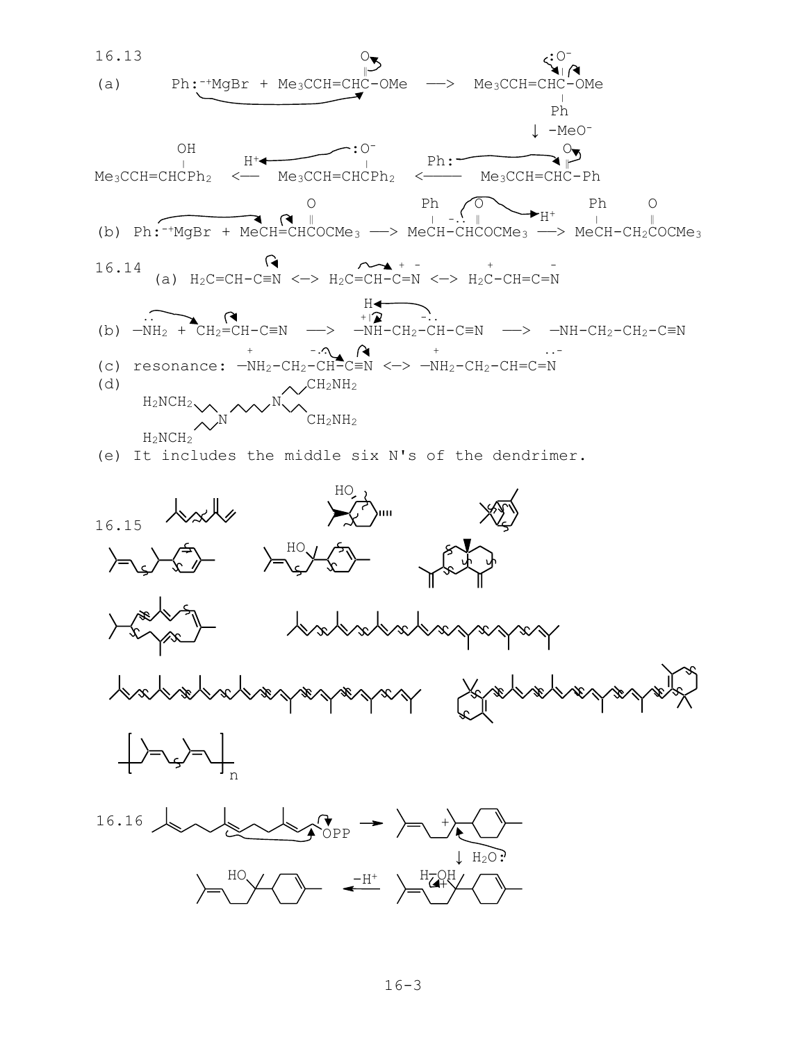16.13

(a) $Ph:^{-+}MgBr + Me_3CCH{=}CHC({=}O){-}OMe \longrightarrow Me_3CCH{=}CHC(O^-)(Ph){-}OMe$

$\downarrow -MeO^-$

$Me_3CCH{=}CHC({=}O){-}Ph$, then $Ph:^-$ adds $\longrightarrow Me_3CCH{=}CHCPh_2(O^-)$, then $H^+$ $\longrightarrow Me_3CCH{=}CHCPh_2(OH)$

(b) $Ph:^{-+}MgBr + MeCH{=}CHCOCMe_3 \longrightarrow MeCH(Ph){-}\ddot{C}^{-}HCOCMe_3 \longrightarrow MeCH(Ph){-}CH_2COCMe_3$

16.14

(a) $H_2C{=}CH{-}C{\equiv}N \longleftrightarrow H_2C{=}CH{-}\overset{+}{C}{=}\overset{-}{N} \longleftrightarrow H_2\overset{+}{C}{-}CH{=}C{=}\overset{-}{N}$

(b) $-\ddot{N}H_2 + CH_2{=}CH{-}C{\equiv}N \longrightarrow -\overset{+}{N}H(H){-}CH_2{-}\ddot{C}^{-}H{-}C{\equiv}N \longrightarrow -NH{-}CH_2{-}CH_2{-}C{\equiv}N$

(c) resonance: $-\overset{+}{N}H_2{-}CH_2{-}\ddot{C}^{-}H{-}C{\equiv}N \longleftrightarrow -\overset{+}{N}H_2{-}CH_2{-}CH{=}C{=}\ddot{N}^{-}$

(d) $(H_2NCH_2CH_2CH_2)_2N{-}CH_2CH_2CH_2CH_2{-}N(CH_2CH_2CH_2NH_2)_2$

(e) It includes the middle six N's of the dendrimer.

16.15

16.16

$\longrightarrow$ carbocation $\downarrow H_2O:$ $\longrightarrow$ oxonium ion $\xrightarrow{-H^+}$ alcohol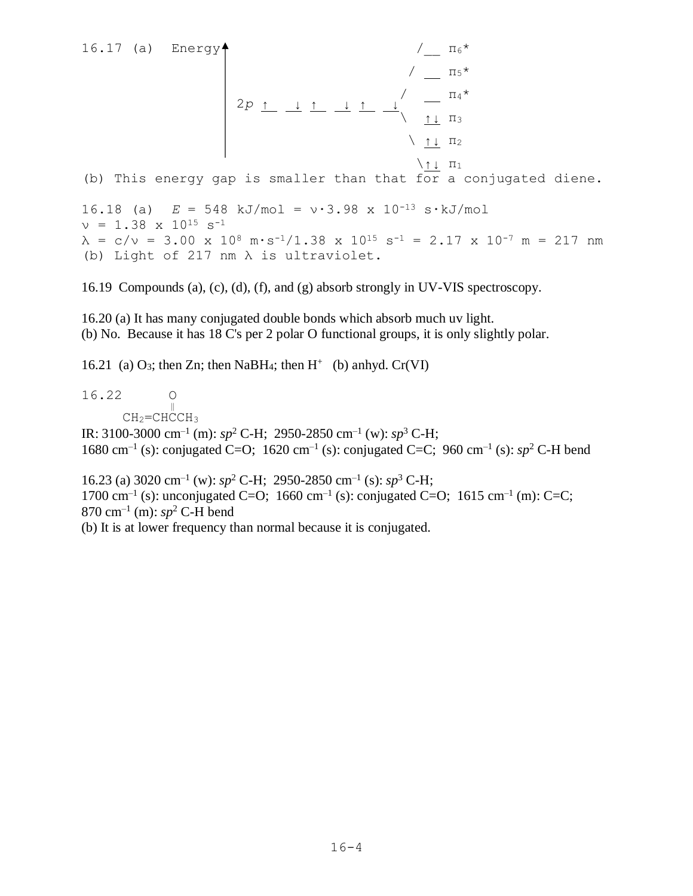16.17 (a)

```
Energy ↑                                     /__ π6*
                                            / __ π5*
                                           /  __ π4*
       2p ↑_  _↓ ↑_  _↓ ↑_  _↓
                                           \  ↑↓ π3
                                            \ ↑↓ π2
                                             \↑↓ π1
```

(b) This energy gap is smaller than that for a conjugated diene.

16.18 (a) $E = 548$ kJ/mol $= \nu \cdot 3.98 \times 10^{-13}$ s·kJ/mol

$\nu = 1.38 \times 10^{15}\ s^{-1}$

$\lambda = c/\nu = 3.00 \times 10^{8}\ m\cdot s^{-1}/1.38 \times 10^{15}\ s^{-1} = 2.17 \times 10^{-7}\ m = 217$ nm

(b) Light of 217 nm $\lambda$ is ultraviolet.

16.19 Compounds (a), (c), (d), (f), and (g) absorb strongly in UV-VIS spectroscopy.

16.20 (a) It has many conjugated double bonds which absorb much uv light.
(b) No. Because it has 18 C's per 2 polar O functional groups, it is only slightly polar.

16.21 (a) $O_3$; then Zn; then $NaBH_4$; then $H^+$ (b) anhyd. Cr(VI)

16.22

```
       O
       ‖
CH2=CHCCH3
```

IR: 3100-3000 $cm^{-1}$ (m): $sp^2$ C-H; 2950-2850 $cm^{-1}$ (w): $sp^3$ C-H;
1680 $cm^{-1}$ (s): conjugated C=O; 1620 $cm^{-1}$ (s): conjugated C=C; 960 $cm^{-1}$ (s): $sp^2$ C-H bend

16.23 (a) 3020 $cm^{-1}$ (w): $sp^2$ C-H; 2950-2850 $cm^{-1}$ (s): $sp^3$ C-H;
1700 $cm^{-1}$ (s): unconjugated C=O; 1660 $cm^{-1}$ (s): conjugated C=O; 1615 $cm^{-1}$ (m): C=C;
870 $cm^{-1}$ (m): $sp^2$ C-H bend
(b) It is at lower frequency than normal because it is conjugated.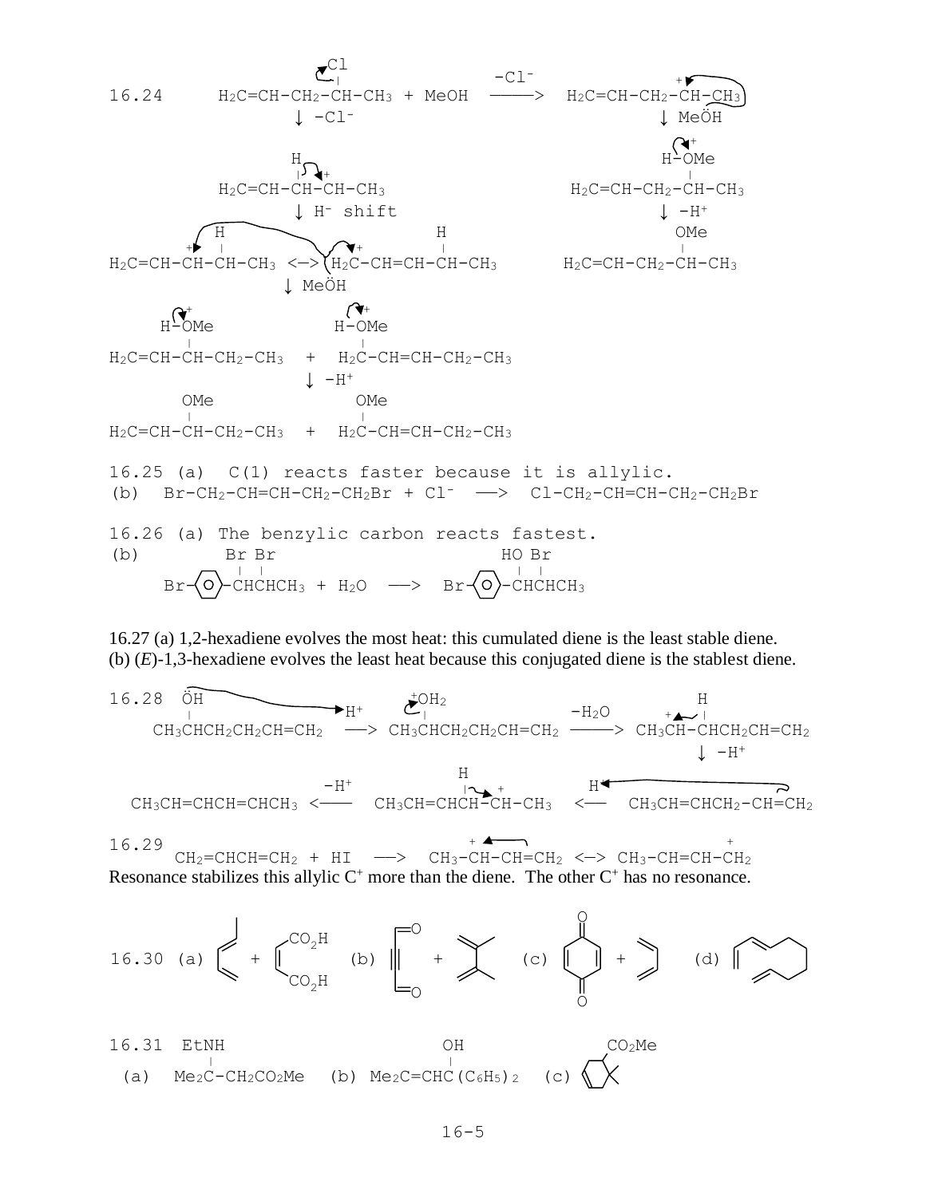16.24

```
                   Cl
                   |                       -Cl⁻
H2C=CH-CH2-CH-CH3 + MeOH  ——————>  H2C=CH-CH2-CH-CH3  (+)
          ↓ -Cl⁻                                ↓ MeÖH

       H                                     H-OMe (+)
       |  +                                    |
H2C=CH-CH-CH-CH3                      H2C=CH-CH2-CH-CH3
          ↓ H⁻ shift                           ↓ -H⁺
     H                    H                   OMe
 +   |                    |                    |
H2C=CH-CH-CH-CH3 <—> H2C-CH=CH-CH-CH3   H2C=CH-CH2-CH-CH3
                     +
          ↓ MeÖH

  H-OMe (+)            H-OMe (+)
    |                    |
H2C=CH-CH-CH2-CH3  +  H2C-CH=CH-CH2-CH3
                ↓ -H⁺
     OMe                 OMe
      |                   |
H2C=CH-CH-CH2-CH3  +  H2C-CH=CH-CH2-CH3
```

16.25 (a) C(1) reacts faster because it is allylic.

(b) $Br\text{-}CH_2\text{-}CH{=}CH\text{-}CH_2\text{-}CH_2Br + Cl^- \longrightarrow Cl\text{-}CH_2\text{-}CH{=}CH\text{-}CH_2\text{-}CH_2Br$

16.26 (a) The benzylic carbon reacts fastest.

(b)

```
          Br Br                        HO Br
          |  |                         |  |
Br-⟨O⟩-CHCHCH3 + H2O  —>  Br-⟨O⟩-CHCHCH3
```

16.27 (a) 1,2-hexadiene evolves the most heat: this cumulated diene is the least stable diene.
(b) (*E*)-1,3-hexadiene evolves the least heat because this conjugated diene is the stablest diene.

16.28

```
 ÖH                              +OH2                                H
 |                     H⁺         |               -H2O        +      |
CH3CHCH2CH2CH=CH2    —>   CH3CHCH2CH2CH=CH2  ———>  CH3CH-CHCH2CH=CH2
                                                              ↓ -H⁺
                                 H
             -H⁺                 |   +                  H
CH3CH=CHCH=CHCH3  <——   CH3CH=CHCH-CH-CH3   <——   CH3CH=CHCH2-CH=CH2
```

16.29

```
                                 +                             +
CH2=CHCH=CH2 + HI  —>  CH3-CH-CH=CH2  <—>  CH3-CH=CH-CH2
```

Resonance stabilizes this allylic $C^+$ more than the diene. The other $C^+$ has no resonance.

16.30 (a) (diene) + $HO_2C\text{-}CH{=}CH\text{-}CO_2H$ (b) $O{=}CH\text{-}C{\equiv}C\text{-}CH{=}O$ + (diene) (c) benzoquinone + (diene) (d) (triene)

16.31

```
     EtNH                         OH                   CO2Me
      |                           |
(a) Me2C-CH2CO2Me   (b) Me2C=CHC(C6H5)2   (c) (cyclohexene ring bearing CO2Me and gem-dimethyl)
```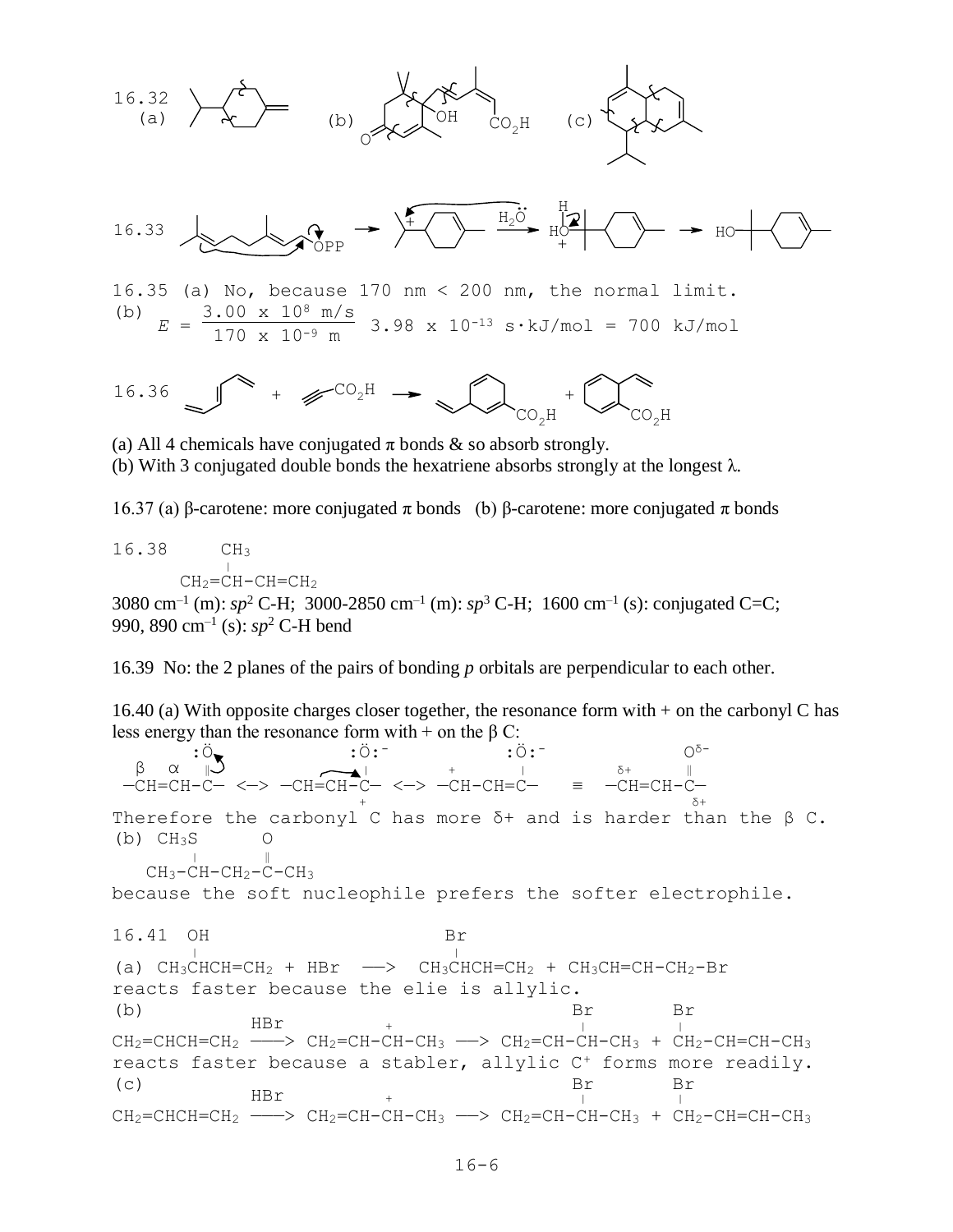16.32 (a) (b) OH CO$_2$H O (c)

16.33 OPP → + → $H_2\ddot{O}$ → HO (H, +) → HO

16.35 (a) No, because 170 nm < 200 nm, the normal limit.

(b) $E = \dfrac{3.00 \times 10^8 \text{ m/s}}{170 \times 10^{-9} \text{ m}}\ 3.98 \times 10^{-13} \text{ s}\cdot\text{kJ/mol} = 700 \text{ kJ/mol}$

16.36 + CO$_2$H → CO$_2$H + CO$_2$H

(a) All 4 chemicals have conjugated π bonds & so absorb strongly.

(b) With 3 conjugated double bonds the hexatriene absorbs strongly at the longest λ.

16.37 (a) β-carotene: more conjugated π bonds (b) β-carotene: more conjugated π bonds

16.38

```
      CH3
      |
  CH2=CH-CH=CH2
```

3080 cm$^{-1}$ (m): *sp*$^2$ C-H; 3000-2850 cm$^{-1}$ (m): *sp*$^3$ C-H; 1600 cm$^{-1}$ (s): conjugated C=C; 990, 890 cm$^{-1}$ (s): *sp*$^2$ C-H bend

16.39 No: the 2 planes of the pairs of bonding *p* orbitals are perpendicular to each other.

16.40 (a) With opposite charges closer together, the resonance form with + on the carbonyl C has less energy than the resonance form with + on the β C:

```
       :Ö              :Ö:-              :Ö:-               Oδ-
  β  α  ‖               |           +     |            δ+    ‖
 —CH=CH-C—  <-->  —CH=CH-C—  <-->  —CH-CH=C—    ≡   —CH=CH-C—
                         +                                   δ+
```

Therefore the carbonyl C has more δ+ and is harder than the β C.

(b)

```
     CH3S      O
       |       ‖
   CH3-CH-CH2-C-CH3
```

because the soft nucleophile prefers the softer electrophile.

16.41

```
       OH                         Br
       |                          |
(a) CH3CHCH=CH2 + HBr  —>  CH3CHCH=CH2 + CH3CH=CH-CH2-Br
```

reacts faster because the elie is allylic.

(b)

```
                 HBr          +                   Br         Br
                                                  |          |
CH2=CHCH=CH2  ——>  CH2=CH-CH-CH3  —>  CH2=CH-CH-CH3 + CH2-CH=CH-CH3
```

reacts faster because a stabler, allylic C$^+$ forms more readily.

(c)

```
                 HBr          +                   Br         Br
                                                  |          |
CH2=CHCH=CH2  ——>  CH2=CH-CH-CH3  —>  CH2=CH-CH-CH3 + CH2-CH=CH-CH3
```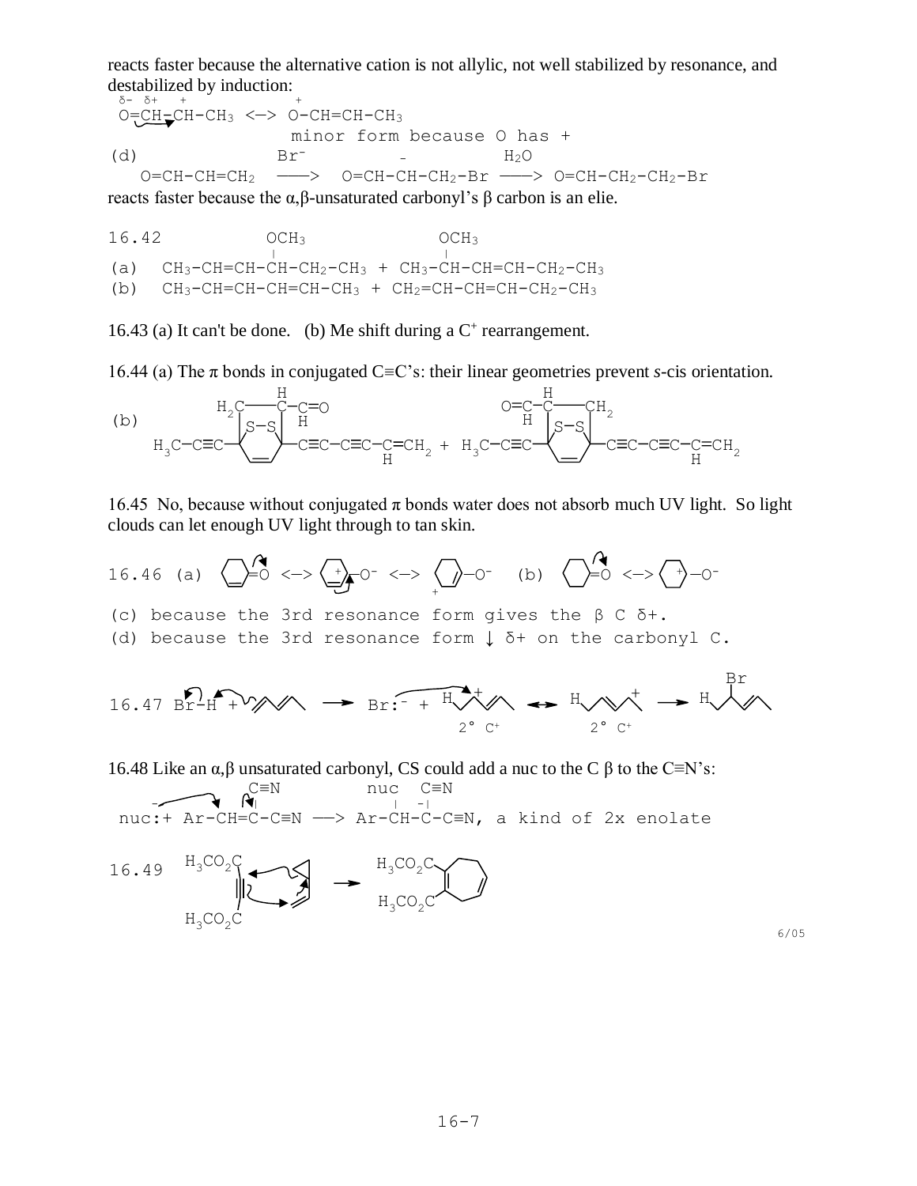reacts faster because the alternative cation is not allylic, not well stabilized by resonance, and destabilized by induction:

```
 δ-  δ+   +          +
 O=CH-CH-CH3  <—>  O-CH=CH-CH3
                    minor form because O has +
(d)              Br-          -           H2O
   O=CH-CH=CH2  ——>  O=CH-CH-CH2-Br  ——>  O=CH-CH2-CH2-Br
```

reacts faster because the α,β-unsaturated carbonyl's β carbon is an elie.

```
16.42          OCH3                OCH3
                |                   |
(a)  CH3-CH=CH-CH-CH2-CH3  +  CH3-CH-CH=CH-CH2-CH3
(b)  CH3-CH=CH-CH=CH-CH3  +  CH2=CH-CH=CH-CH2-CH3
```

16.43 (a) It can't be done. (b) Me shift during a $C^+$ rearrangement.

16.44 (a) The π bonds in conjugated C≡C's: their linear geometries prevent *s*-cis orientation.

(b) [structures of the two disulfide-bridged cyclohexene products: $H_3C-C≡C-$ ring (bearing $H_2C$, $S-S$ bridge, $-CH(-CH=O)$) $-C≡C-C≡C-CH=CH_2$ + regioisomer with $O=CH-CH$ and $CH_2$ swapped]

16.45 No, because without conjugated π bonds water does not absorb much UV light. So light clouds can let enough UV light through to tan skin.

16.46 (a) cyclohexenone <—> $^+$ allylic cation $-O^-$ <—> $^+$ β-carbon cation $-O^-$ (b) cyclohexanone <—> $^+$ cation $-O^-$

(c) because the 3rd resonance form gives the β C δ+.

(d) because the 3rd resonance form ↓ δ+ on the carbonyl C.

16.47 Br-H + diene ⟶ $Br:^-$ + allylic cation (2° $C^+$) ⟷ allylic cation (2° $C^+$) ⟶ allylic bromide

16.48 Like an α,β unsaturated carbonyl, CS could add a nuc to the C β to the C≡N's:

```
              C≡N              nuc  C≡N
 -             |                |   -|
nuc:+ Ar-CH=C-C≡N  ——>  Ar-CH-C-C≡N, a kind of 2x enolate
```

16.49 $H_3CO_2C-C≡C-CO_2CH_3$ + vinylcyclopropane ⟶ cycloheptadiene bearing two $CO_2CH_3$ groups

6/05